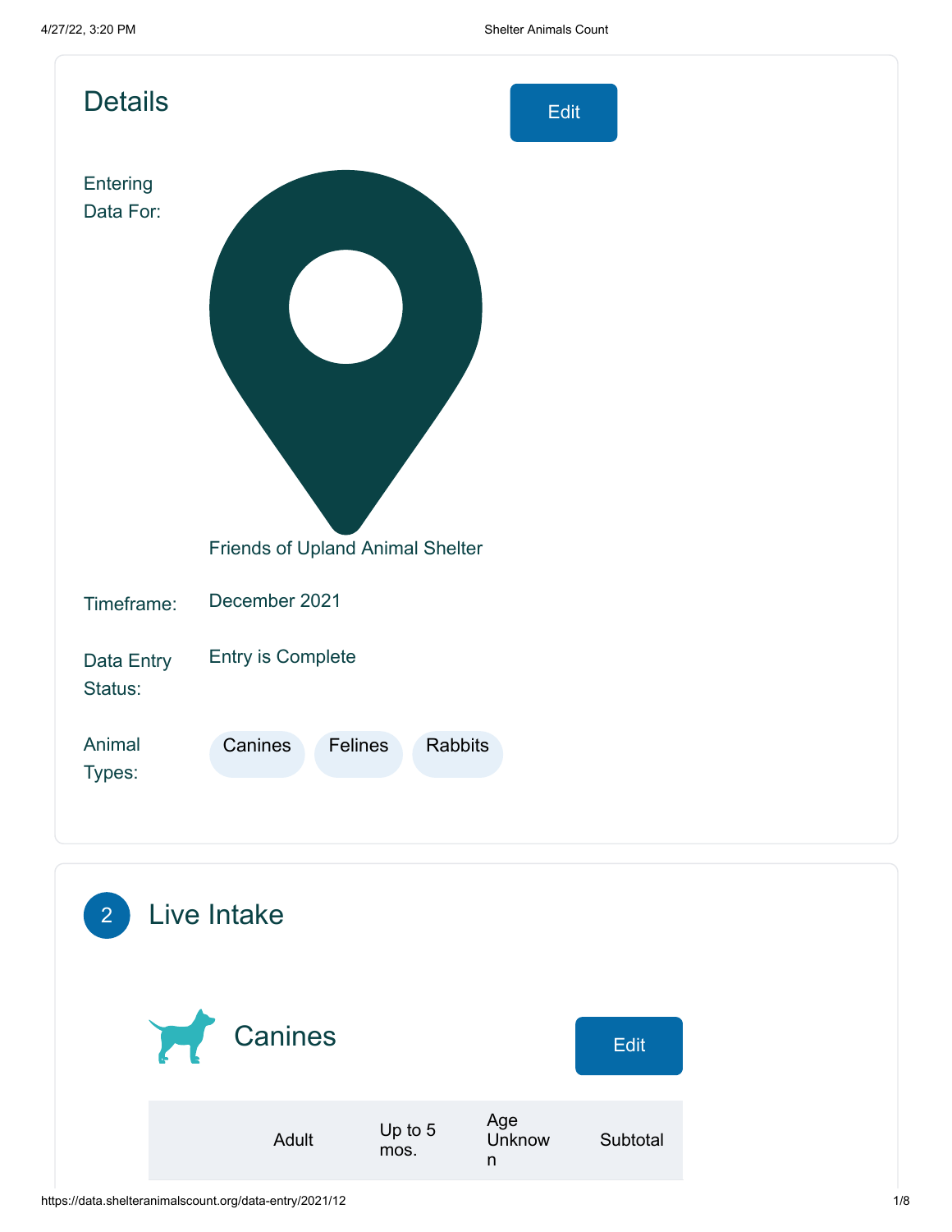## Details

Edit

Entering Data For: Friends of Upland Animal Shelter

Timeframe: December 2021

Data Entry Status: Entry is Complete

Animal Types: Canines Felines Rabbits

## 2 Live Intake

### Canines

Edit

| | Adult | Up to 5 mos. | Age Unknown | Subtotal |
|---|---|---|---|---|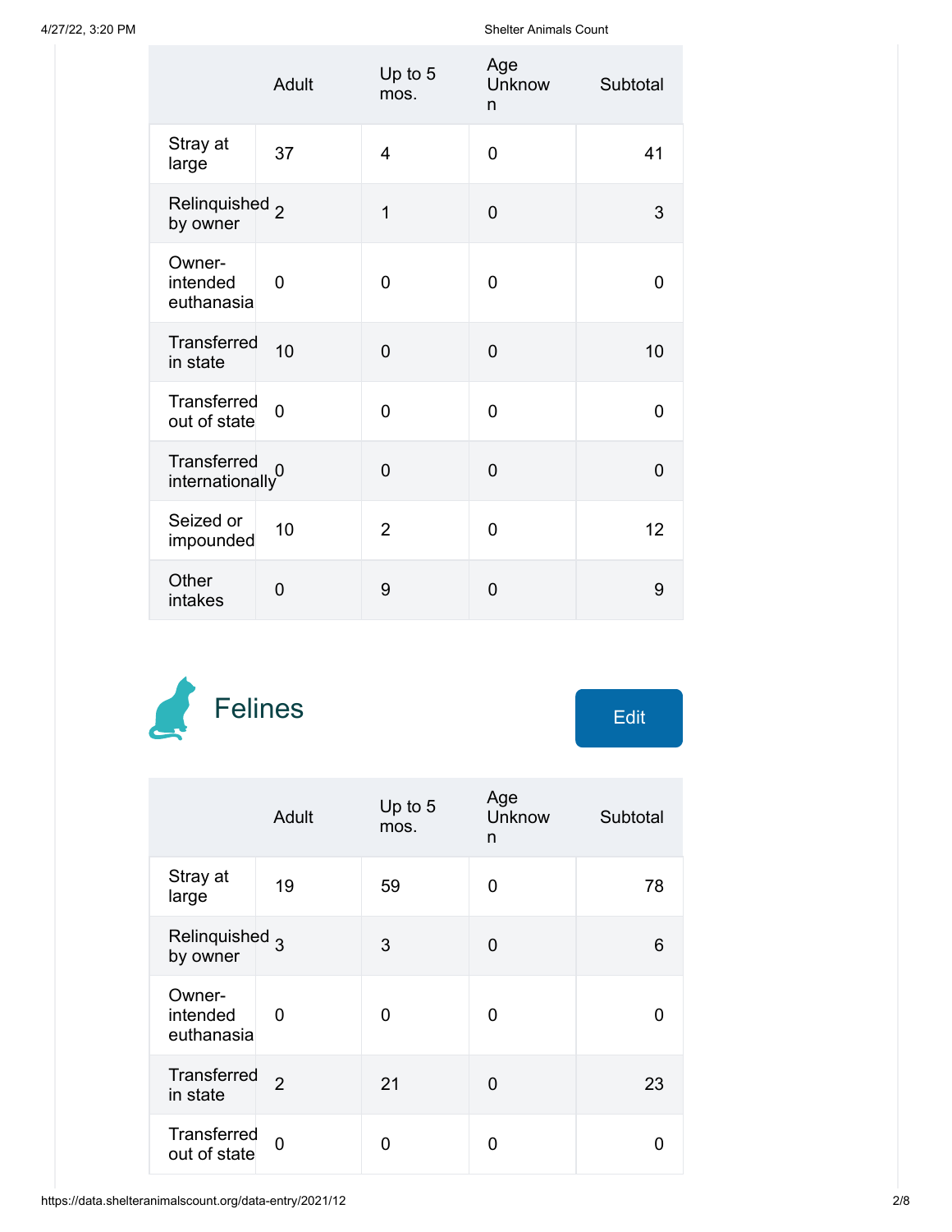| | Adult | Up to 5 mos. | Age Unknown | Subtotal |
|---|---|---|---|---|
| Stray at large | 37 | 4 | 0 | 41 |
| Relinquished by owner | 2 | 1 | 0 | 3 |
| Owner-intended euthanasia | 0 | 0 | 0 | 0 |
| Transferred in state | 10 | 0 | 0 | 10 |
| Transferred out of state | 0 | 0 | 0 | 0 |
| Transferred internationally | 0 | 0 | 0 | 0 |
| Seized or impounded | 10 | 2 | 0 | 12 |
| Other intakes | 0 | 9 | 0 | 9 |

## Felines

Edit

| | Adult | Up to 5 mos. | Age Unknown | Subtotal |
|---|---|---|---|---|
| Stray at large | 19 | 59 | 0 | 78 |
| Relinquished by owner | 3 | 3 | 0 | 6 |
| Owner-intended euthanasia | 0 | 0 | 0 | 0 |
| Transferred in state | 2 | 21 | 0 | 23 |
| Transferred out of state | 0 | 0 | 0 | 0 |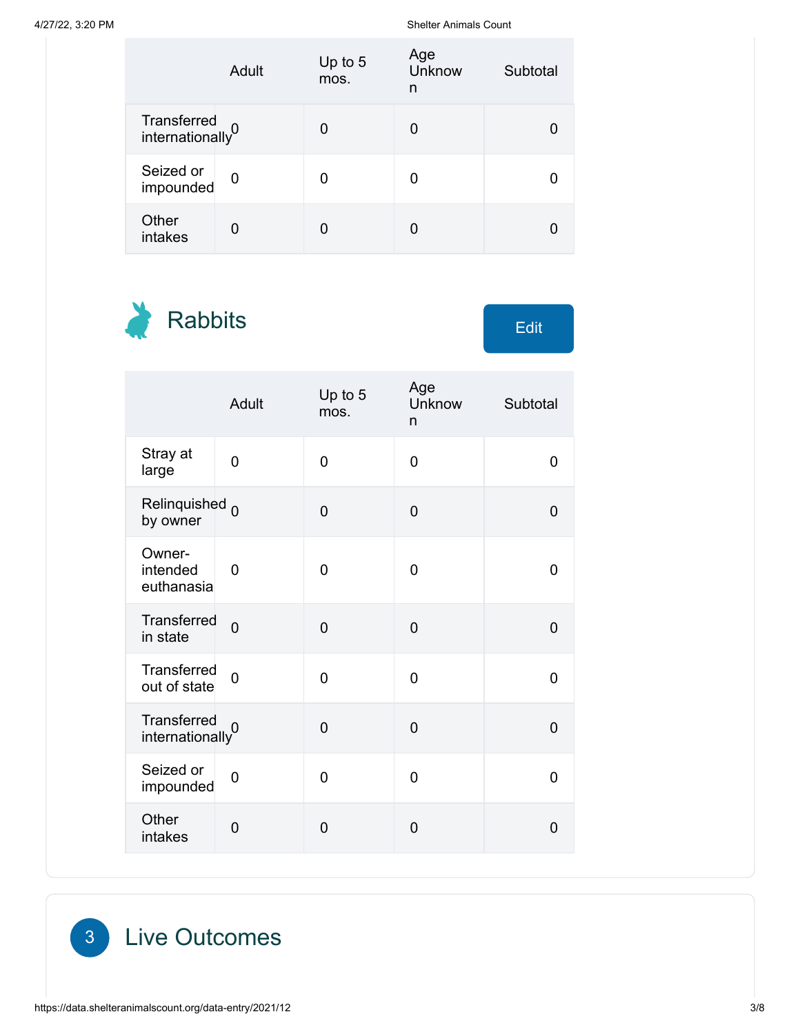| | Adult | Up to 5 mos. | Age Unknown | Subtotal |
|---|---|---|---|---|
| Transferred internationally | 0 | 0 | 0 | 0 |
| Seized or impounded | 0 | 0 | 0 | 0 |
| Other intakes | 0 | 0 | 0 | 0 |

## Rabbits

Edit

| | Adult | Up to 5 mos. | Age Unknown | Subtotal |
|---|---|---|---|---|
| Stray at large | 0 | 0 | 0 | 0 |
| Relinquished by owner | 0 | 0 | 0 | 0 |
| Owner-intended euthanasia | 0 | 0 | 0 | 0 |
| Transferred in state | 0 | 0 | 0 | 0 |
| Transferred out of state | 0 | 0 | 0 | 0 |
| Transferred internationally | 0 | 0 | 0 | 0 |
| Seized or impounded | 0 | 0 | 0 | 0 |
| Other intakes | 0 | 0 | 0 | 0 |

## 3 Live Outcomes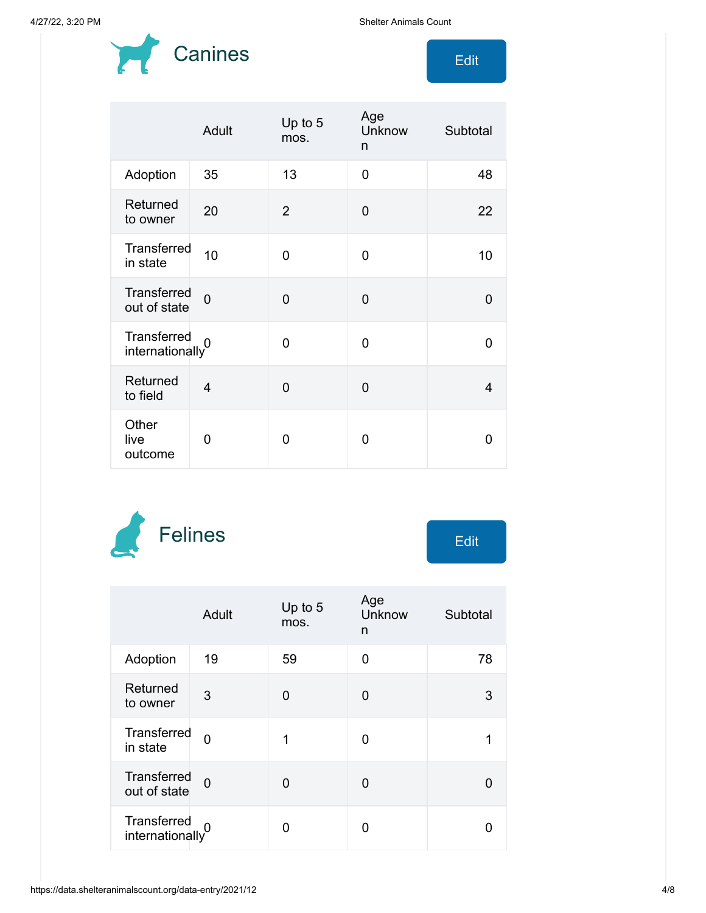## Canines

Edit

| | Adult | Up to 5 mos. | Age Unknown | Subtotal |
|---|---|---|---|---|
| Adoption | 35 | 13 | 0 | 48 |
| Returned to owner | 20 | 2 | 0 | 22 |
| Transferred in state | 10 | 0 | 0 | 10 |
| Transferred out of state | 0 | 0 | 0 | 0 |
| Transferred internationally | 0 | 0 | 0 | 0 |
| Returned to field | 4 | 0 | 0 | 4 |
| Other live outcome | 0 | 0 | 0 | 0 |

## Felines

Edit

| | Adult | Up to 5 mos. | Age Unknown | Subtotal |
|---|---|---|---|---|
| Adoption | 19 | 59 | 0 | 78 |
| Returned to owner | 3 | 0 | 0 | 3 |
| Transferred in state | 0 | 1 | 0 | 1 |
| Transferred out of state | 0 | 0 | 0 | 0 |
| Transferred internationally | 0 | 0 | 0 | 0 |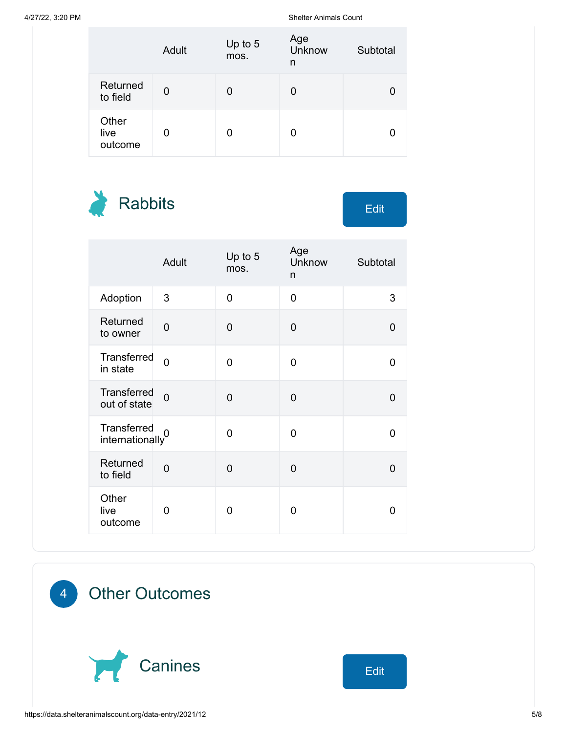|  | Adult | Up to 5 mos. | Age Unknown | Subtotal |
|---|---|---|---|---|
| Returned to field | 0 | 0 | 0 | 0 |
| Other live outcome | 0 | 0 | 0 | 0 |

## Rabbits

Edit

|  | Adult | Up to 5 mos. | Age Unknown | Subtotal |
|---|---|---|---|---|
| Adoption | 3 | 0 | 0 | 3 |
| Returned to owner | 0 | 0 | 0 | 0 |
| Transferred in state | 0 | 0 | 0 | 0 |
| Transferred out of state | 0 | 0 | 0 | 0 |
| Transferred internationally | 0 | 0 | 0 | 0 |
| Returned to field | 0 | 0 | 0 | 0 |
| Other live outcome | 0 | 0 | 0 | 0 |

# 4 Other Outcomes

## Canines

Edit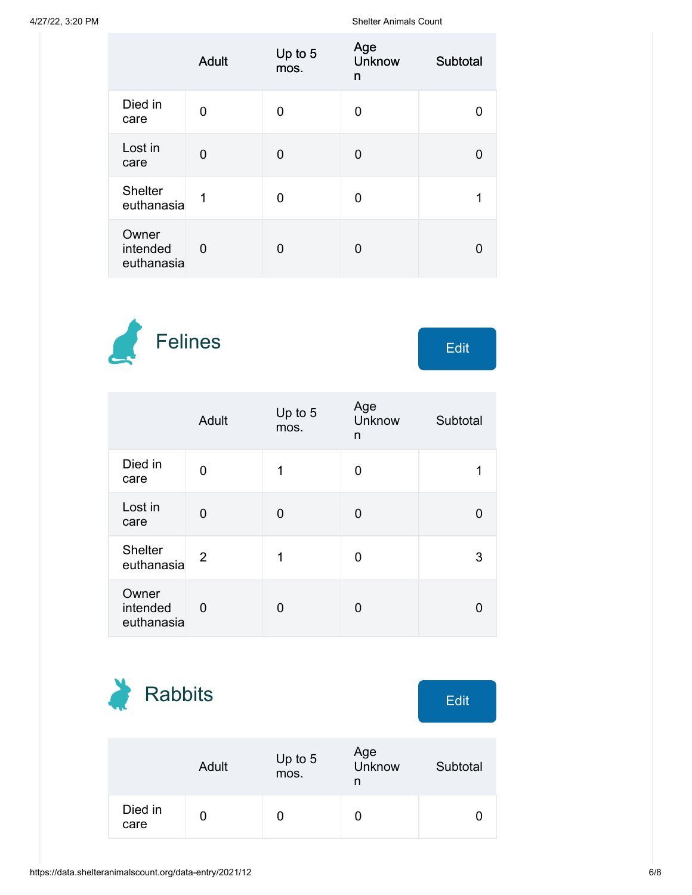|  | Adult | Up to 5 mos. | Age Unknown | Subtotal |
|---|---|---|---|---|
| Died in care | 0 | 0 | 0 | 0 |
| Lost in care | 0 | 0 | 0 | 0 |
| Shelter euthanasia | 1 | 0 | 0 | 1 |
| Owner intended euthanasia | 0 | 0 | 0 | 0 |

## Felines

Edit

|  | Adult | Up to 5 mos. | Age Unknown | Subtotal |
|---|---|---|---|---|
| Died in care | 0 | 1 | 0 | 1 |
| Lost in care | 0 | 0 | 0 | 0 |
| Shelter euthanasia | 2 | 1 | 0 | 3 |
| Owner intended euthanasia | 0 | 0 | 0 | 0 |

## Rabbits

Edit

|  | Adult | Up to 5 mos. | Age Unknown | Subtotal |
|---|---|---|---|---|
| Died in care | 0 | 0 | 0 | 0 |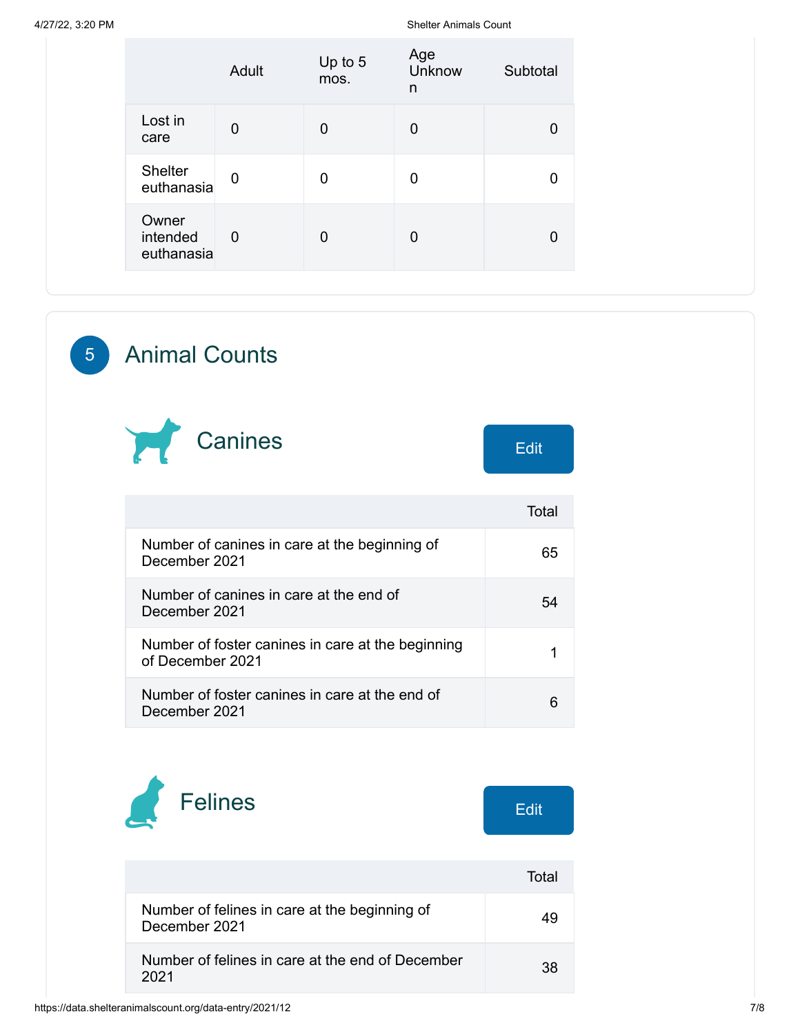| | Adult | Up to 5 mos. | Age Unknown | Subtotal |
|---|---|---|---|---|
| Lost in care | 0 | 0 | 0 | 0 |
| Shelter euthanasia | 0 | 0 | 0 | 0 |
| Owner intended euthanasia | 0 | 0 | 0 | 0 |

## 5 Animal Counts

### Canines

Edit

| | Total |
|---|---|
| Number of canines in care at the beginning of December 2021 | 65 |
| Number of canines in care at the end of December 2021 | 54 |
| Number of foster canines in care at the beginning of December 2021 | 1 |
| Number of foster canines in care at the end of December 2021 | 6 |

### Felines

Edit

| | Total |
|---|---|
| Number of felines in care at the beginning of December 2021 | 49 |
| Number of felines in care at the end of December 2021 | 38 |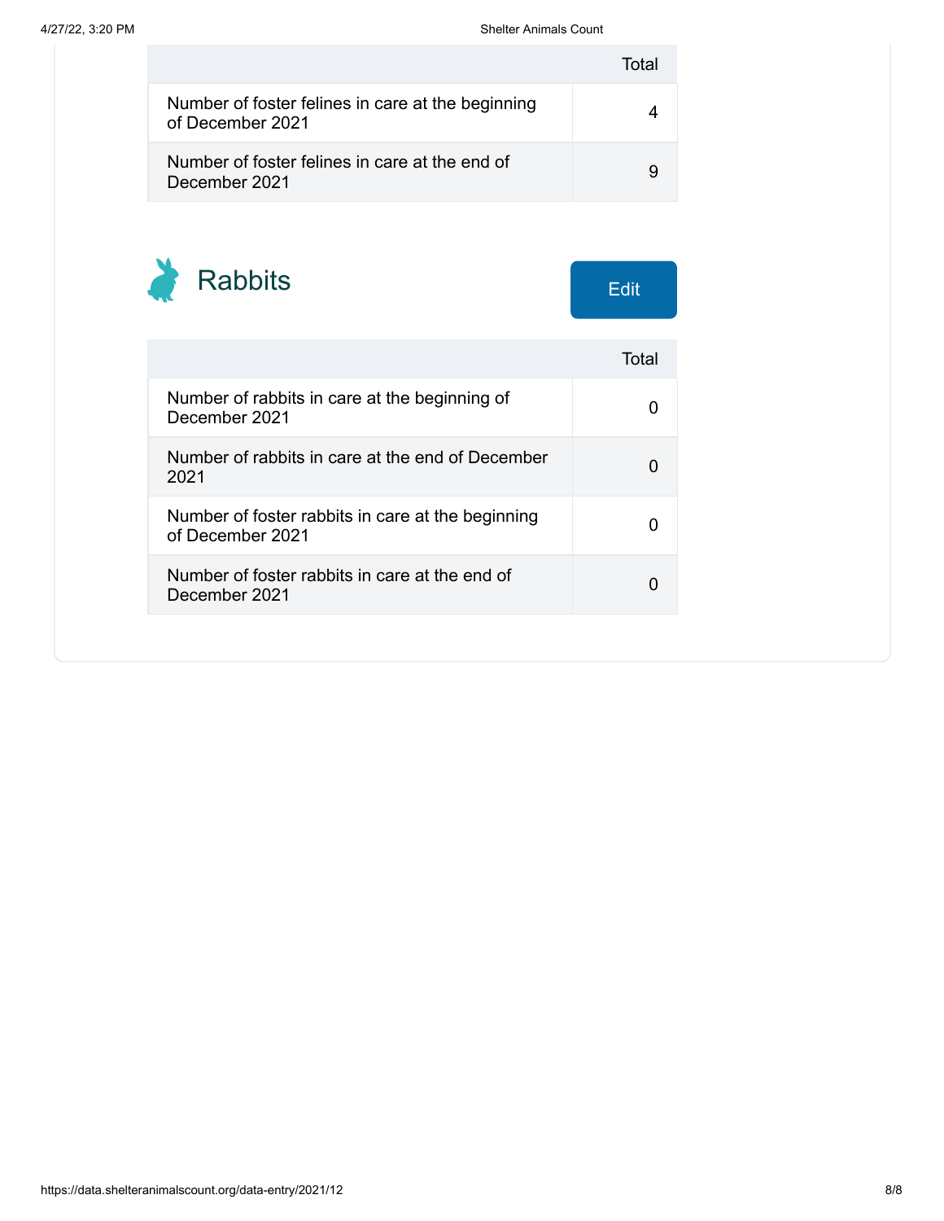| | Total |
| --- | --- |
| Number of foster felines in care at the beginning of December 2021 | 4 |
| Number of foster felines in care at the end of December 2021 | 9 |

## Rabbits

Edit

| | Total |
| --- | --- |
| Number of rabbits in care at the beginning of December 2021 | 0 |
| Number of rabbits in care at the end of December 2021 | 0 |
| Number of foster rabbits in care at the beginning of December 2021 | 0 |
| Number of foster rabbits in care at the end of December 2021 | 0 |